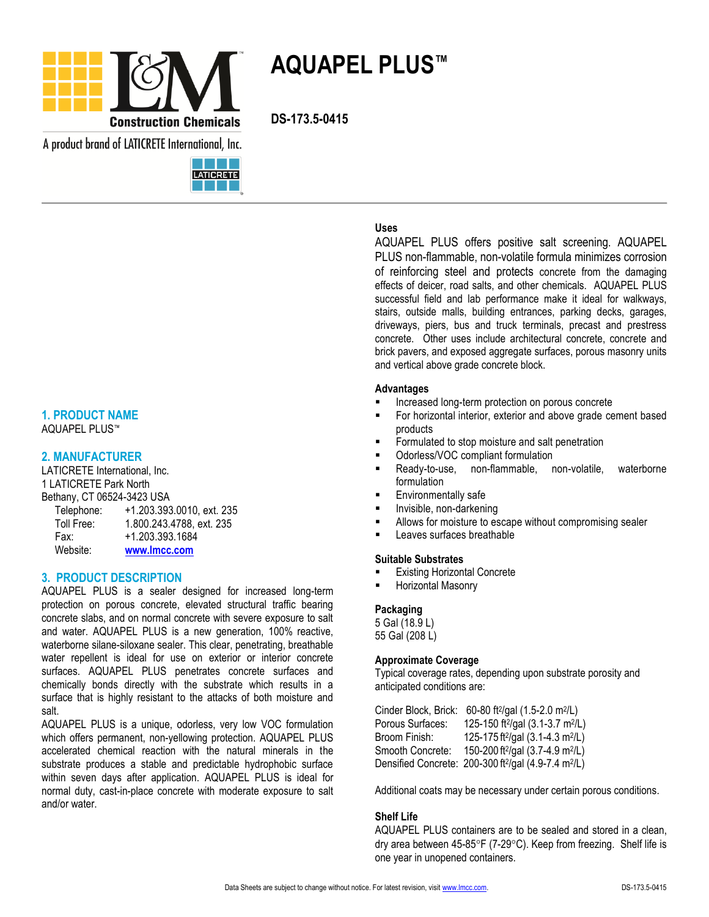L&M Construction Chemicals

A product brand of LATICRETE International, Inc.

# AQUAPEL PLUS™

**DS-173.5-0415**

## 1. PRODUCT NAME

AQUAPEL PLUS™

## 2. MANUFACTURER

LATICRETE International, Inc.
1 LATICRETE Park North
Bethany, CT 06524-3423 USA

| | |
|---|---|
| Telephone: | +1.203.393.0010, ext. 235 |
| Toll Free: | 1.800.243.4788, ext. 235 |
| Fax: | +1.203.393.1684 |
| Website: | www.lmcc.com |

## 3. PRODUCT DESCRIPTION

AQUAPEL PLUS is a sealer designed for increased long-term protection on porous concrete, elevated structural traffic bearing concrete slabs, and on normal concrete with severe exposure to salt and water. AQUAPEL PLUS is a new generation, 100% reactive, waterborne silane-siloxane sealer. This clear, penetrating, breathable water repellent is ideal for use on exterior or interior concrete surfaces. AQUAPEL PLUS penetrates concrete surfaces and chemically bonds directly with the substrate which results in a surface that is highly resistant to the attacks of both moisture and salt.

AQUAPEL PLUS is a unique, odorless, very low VOC formulation which offers permanent, non-yellowing protection. AQUAPEL PLUS accelerated chemical reaction with the natural minerals in the substrate produces a stable and predictable hydrophobic surface within seven days after application. AQUAPEL PLUS is ideal for normal duty, cast-in-place concrete with moderate exposure to salt and/or water.

### Uses

AQUAPEL PLUS offers positive salt screening. AQUAPEL PLUS non-flammable, non-volatile formula minimizes corrosion of reinforcing steel and protects concrete from the damaging effects of deicer, road salts, and other chemicals. AQUAPEL PLUS successful field and lab performance make it ideal for walkways, stairs, outside malls, building entrances, parking decks, garages, driveways, piers, bus and truck terminals, precast and prestress concrete. Other uses include architectural concrete, concrete and brick pavers, and exposed aggregate surfaces, porous masonry units and vertical above grade concrete block.

### Advantages

- Increased long-term protection on porous concrete
- For horizontal interior, exterior and above grade cement based products
- Formulated to stop moisture and salt penetration
- Odorless/VOC compliant formulation
- Ready-to-use, non-flammable, non-volatile, waterborne formulation
- Environmentally safe
- Invisible, non-darkening
- Allows for moisture to escape without compromising sealer
- Leaves surfaces breathable

### Suitable Substrates

- Existing Horizontal Concrete
- Horizontal Masonry

### Packaging

5 Gal (18.9 L)
55 Gal (208 L)

### Approximate Coverage

Typical coverage rates, depending upon substrate porosity and anticipated conditions are:

| | |
|---|---|
| Cinder Block, Brick: | 60-80 $ft^2$/gal (1.5-2.0 $m^2$/L) |
| Porous Surfaces: | 125-150 $ft^2$/gal (3.1-3.7 $m^2$/L) |
| Broom Finish: | 125-175 $ft^2$/gal (3.1-4.3 $m^2$/L) |
| Smooth Concrete: | 150-200 $ft^2$/gal (3.7-4.9 $m^2$/L) |
| Densified Concrete: | 200-300 $ft^2$/gal (4.9-7.4 $m^2$/L) |

Additional coats may be necessary under certain porous conditions.

### Shelf Life

AQUAPEL PLUS containers are to be sealed and stored in a clean, dry area between 45-85°F (7-29°C). Keep from freezing. Shelf life is one year in unopened containers.

Data Sheets are subject to change without notice. For latest revision, visit www.lmcc.com.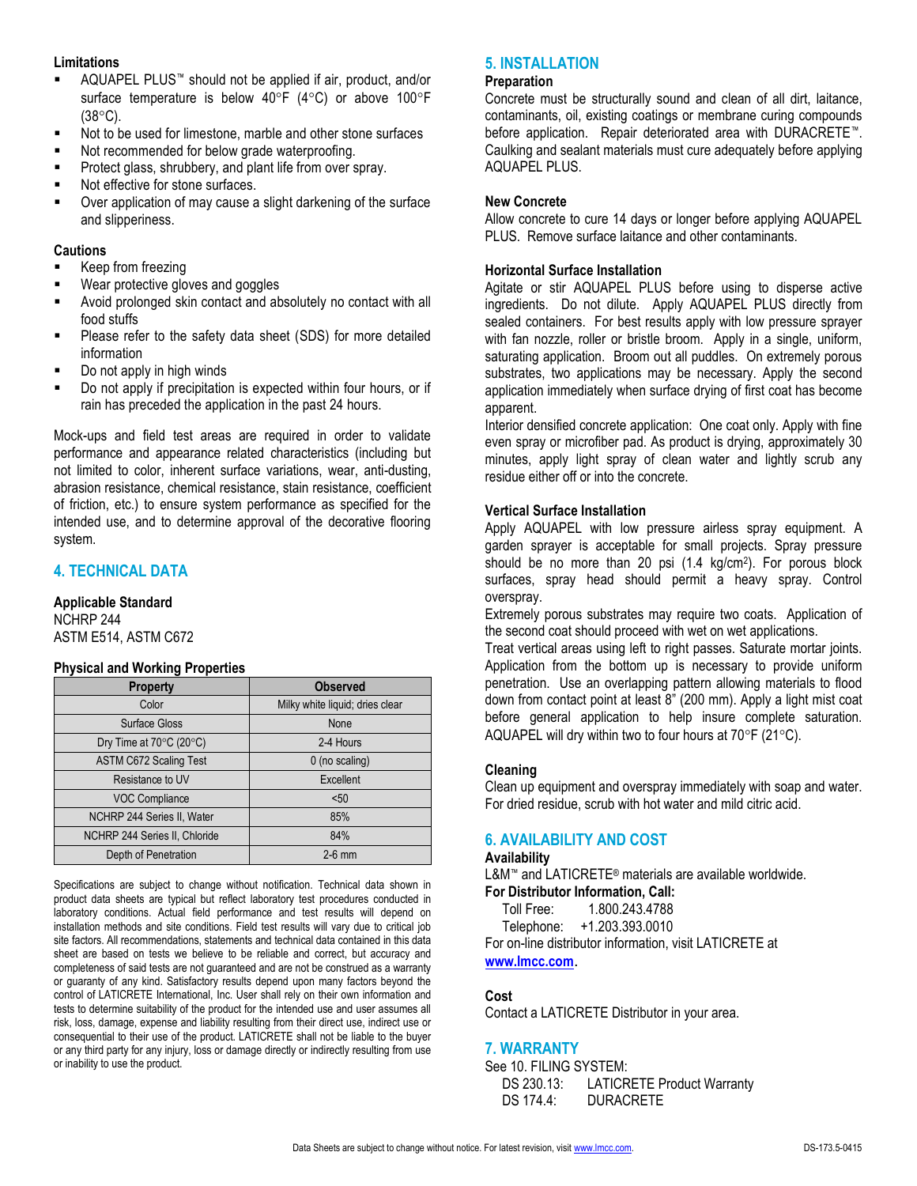### Limitations

- AQUAPEL PLUS™ should not be applied if air, product, and/or surface temperature is below 40°F (4°C) or above 100°F (38°C).
- Not to be used for limestone, marble and other stone surfaces
- Not recommended for below grade waterproofing.
- Protect glass, shrubbery, and plant life from over spray.
- Not effective for stone surfaces.
- Over application of may cause a slight darkening of the surface and slipperiness.

### Cautions

- Keep from freezing
- Wear protective gloves and goggles
- Avoid prolonged skin contact and absolutely no contact with all food stuffs
- Please refer to the safety data sheet (SDS) for more detailed information
- Do not apply in high winds
- Do not apply if precipitation is expected within four hours, or if rain has preceded the application in the past 24 hours.

Mock-ups and field test areas are required in order to validate performance and appearance related characteristics (including but not limited to color, inherent surface variations, wear, anti-dusting, abrasion resistance, chemical resistance, stain resistance, coefficient of friction, etc.) to ensure system performance as specified for the intended use, and to determine approval of the decorative flooring system.

## 4. TECHNICAL DATA

### Applicable Standard

NCHRP 244
ASTM E514, ASTM C672

### Physical and Working Properties

| Property | Observed |
|---|---|
| Color | Milky white liquid; dries clear |
| Surface Gloss | None |
| Dry Time at 70°C (20°C) | 2-4 Hours |
| ASTM C672 Scaling Test | 0 (no scaling) |
| Resistance to UV | Excellent |
| VOC Compliance | <50 |
| NCHRP 244 Series II, Water | 85% |
| NCHRP 244 Series II, Chloride | 84% |
| Depth of Penetration | 2-6 mm |

Specifications are subject to change without notification. Technical data shown in product data sheets are typical but reflect laboratory test procedures conducted in laboratory conditions. Actual field performance and test results will depend on installation methods and site conditions. Field test results will vary due to critical job site factors. All recommendations, statements and technical data contained in this data sheet are based on tests we believe to be reliable and correct, but accuracy and completeness of said tests are not guaranteed and are not be construed as a warranty or guaranty of any kind. Satisfactory results depend upon many factors beyond the control of LATICRETE International, Inc. User shall rely on their own information and tests to determine suitability of the product for the intended use and user assumes all risk, loss, damage, expense and liability resulting from their direct use, indirect use or consequential to their use of the product. LATICRETE shall not be liable to the buyer or any third party for any injury, loss or damage directly or indirectly resulting from use or inability to use the product.

## 5. INSTALLATION

### Preparation

Concrete must be structurally sound and clean of all dirt, laitance, contaminants, oil, existing coatings or membrane curing compounds before application. Repair deteriorated area with DURACRETE™. Caulking and sealant materials must cure adequately before applying AQUAPEL PLUS.

### New Concrete

Allow concrete to cure 14 days or longer before applying AQUAPEL PLUS. Remove surface laitance and other contaminants.

### Horizontal Surface Installation

Agitate or stir AQUAPEL PLUS before using to disperse active ingredients. Do not dilute. Apply AQUAPEL PLUS directly from sealed containers. For best results apply with low pressure sprayer with fan nozzle, roller or bristle broom. Apply in a single, uniform, saturating application. Broom out all puddles. On extremely porous substrates, two applications may be necessary. Apply the second application immediately when surface drying of first coat has become apparent.

Interior densified concrete application: One coat only. Apply with fine even spray or microfiber pad. As product is drying, approximately 30 minutes, apply light spray of clean water and lightly scrub any residue either off or into the concrete.

### Vertical Surface Installation

Apply AQUAPEL with low pressure airless spray equipment. A garden sprayer is acceptable for small projects. Spray pressure should be no more than 20 psi (1.4 kg/cm$^2$). For porous block surfaces, spray head should permit a heavy spray. Control overspray.

Extremely porous substrates may require two coats. Application of the second coat should proceed with wet on wet applications.

Treat vertical areas using left to right passes. Saturate mortar joints. Application from the bottom up is necessary to provide uniform penetration. Use an overlapping pattern allowing materials to flood down from contact point at least 8" (200 mm). Apply a light mist coat before general application to help insure complete saturation. AQUAPEL will dry within two to four hours at 70°F (21°C).

### Cleaning

Clean up equipment and overspray immediately with soap and water. For dried residue, scrub with hot water and mild citric acid.

## 6. AVAILABILITY AND COST

### Availability

L&M™ and LATICRETE® materials are available worldwide.

**For Distributor Information, Call:**

Toll Free: 1.800.243.4788
Telephone: +1.203.393.0010

For on-line distributor information, visit LATICRETE at **www.lmcc.com**.

### Cost

Contact a LATICRETE Distributor in your area.

## 7. WARRANTY

See 10. FILING SYSTEM:

DS 230.13: LATICRETE Product Warranty
DS 174.4: DURACRETE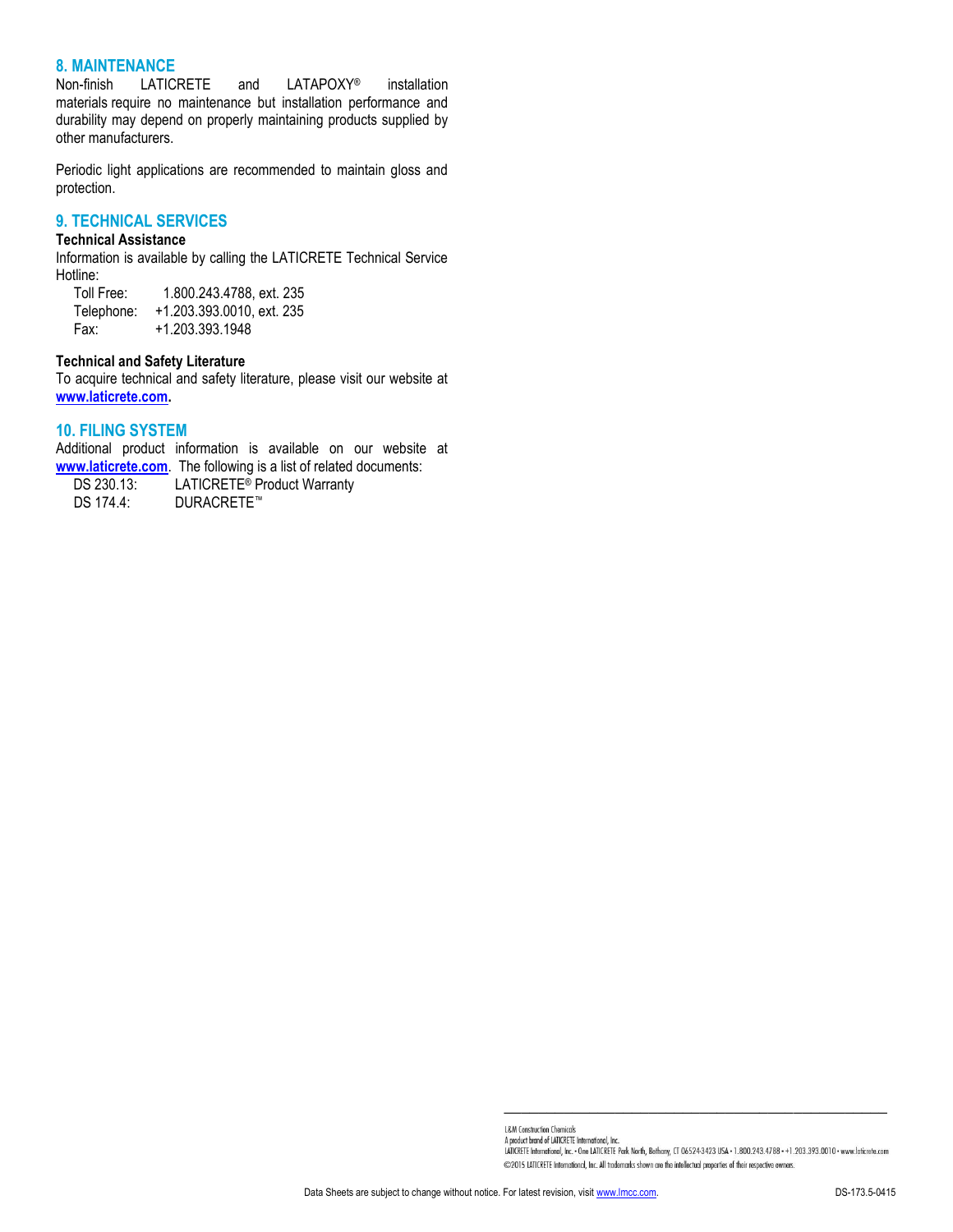## 8. MAINTENANCE

Non-finish LATICRETE and LATAPOXY® installation materials require no maintenance but installation performance and durability may depend on properly maintaining products supplied by other manufacturers.

Periodic light applications are recommended to maintain gloss and protection.

## 9. TECHNICAL SERVICES

**Technical Assistance**

Information is available by calling the LATICRETE Technical Service Hotline:

Toll Free: 1.800.243.4788, ext. 235
Telephone: +1.203.393.0010, ext. 235
Fax: +1.203.393.1948

**Technical and Safety Literature**

To acquire technical and safety literature, please visit our website at **www.laticrete.com.**

## 10. FILING SYSTEM

Additional product information is available on our website at **www.laticrete.com**. The following is a list of related documents:

DS 230.13: LATICRETE® Product Warranty
DS 174.4: DURACRETE™

L&M Construction Chemicals
A product brand of LATICRETE International, Inc.
LATICRETE International, Inc. • One LATICRETE Park North, Bethany, CT 06524-3423 USA • 1.800.243.4788 • +1.203.393.0010 • www.laticrete.com
©2015 LATICRETE International, Inc. All trademarks shown are the intellectual properties of their respective owners.

Data Sheets are subject to change without notice. For latest revision, visit www.lmcc.com.

DS-173.5-0415